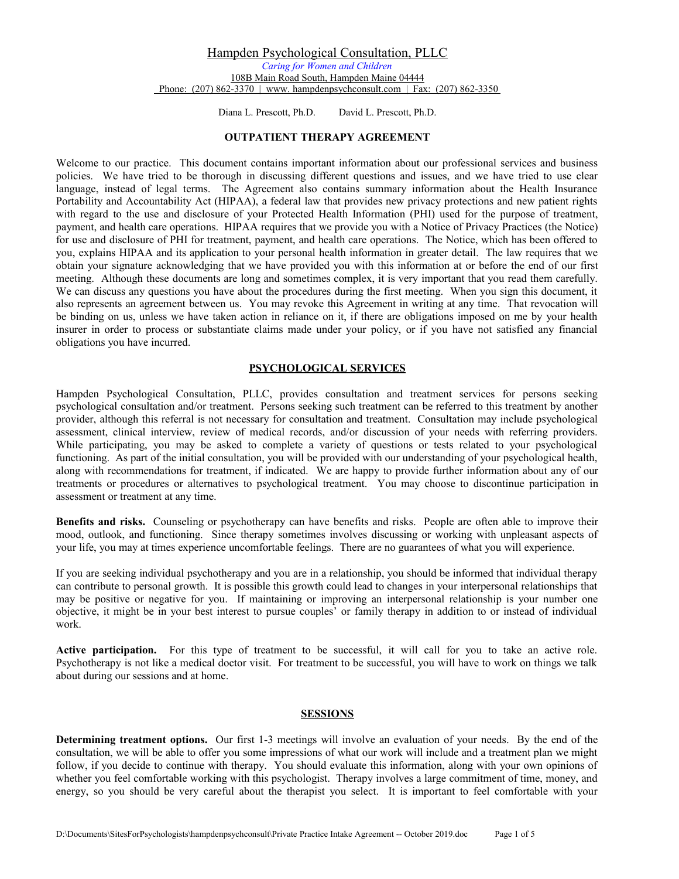Hampden Psychological Consultation, PLLC

*Caring for Women and Children*

108B Main Road South, Hampden Maine 04444

Phone: (207) 862-3370 | www. hampdenpsychconsult.com | Fax: (207) 862-3350

Diana L. Prescott, Ph.D. David L. Prescott, Ph.D.

# OUTPATIENT THERAPY AGREEMENT

Welcome to our practice. This document contains important information about our professional services and business policies. We have tried to be thorough in discussing different questions and issues, and we have tried to use clear language, instead of legal terms. The Agreement also contains summary information about the Health Insurance Portability and Accountability Act (HIPAA), a federal law that provides new privacy protections and new patient rights with regard to the use and disclosure of your Protected Health Information (PHI) used for the purpose of treatment, payment, and health care operations. HIPAA requires that we provide you with a Notice of Privacy Practices (the Notice) for use and disclosure of PHI for treatment, payment, and health care operations. The Notice, which has been offered to you, explains HIPAA and its application to your personal health information in greater detail. The law requires that we obtain your signature acknowledging that we have provided you with this information at or before the end of our first meeting. Although these documents are long and sometimes complex, it is very important that you read them carefully. We can discuss any questions you have about the procedures during the first meeting. When you sign this document, it also represents an agreement between us. You may revoke this Agreement in writing at any time. That revocation will be binding on us, unless we have taken action in reliance on it, if there are obligations imposed on me by your health insurer in order to process or substantiate claims made under your policy, or if you have not satisfied any financial obligations you have incurred.

## PSYCHOLOGICAL SERVICES

Hampden Psychological Consultation, PLLC, provides consultation and treatment services for persons seeking psychological consultation and/or treatment. Persons seeking such treatment can be referred to this treatment by another provider, although this referral is not necessary for consultation and treatment. Consultation may include psychological assessment, clinical interview, review of medical records, and/or discussion of your needs with referring providers. While participating, you may be asked to complete a variety of questions or tests related to your psychological functioning. As part of the initial consultation, you will be provided with our understanding of your psychological health, along with recommendations for treatment, if indicated. We are happy to provide further information about any of our treatments or procedures or alternatives to psychological treatment. You may choose to discontinue participation in assessment or treatment at any time.

**Benefits and risks.** Counseling or psychotherapy can have benefits and risks. People are often able to improve their mood, outlook, and functioning. Since therapy sometimes involves discussing or working with unpleasant aspects of your life, you may at times experience uncomfortable feelings. There are no guarantees of what you will experience.

If you are seeking individual psychotherapy and you are in a relationship, you should be informed that individual therapy can contribute to personal growth. It is possible this growth could lead to changes in your interpersonal relationships that may be positive or negative for you. If maintaining or improving an interpersonal relationship is your number one objective, it might be in your best interest to pursue couples' or family therapy in addition to or instead of individual work.

**Active participation.** For this type of treatment to be successful, it will call for you to take an active role. Psychotherapy is not like a medical doctor visit. For treatment to be successful, you will have to work on things we talk about during our sessions and at home.

## SESSIONS

**Determining treatment options.** Our first 1-3 meetings will involve an evaluation of your needs. By the end of the consultation, we will be able to offer you some impressions of what our work will include and a treatment plan we might follow, if you decide to continue with therapy. You should evaluate this information, along with your own opinions of whether you feel comfortable working with this psychologist. Therapy involves a large commitment of time, money, and energy, so you should be very careful about the therapist you select. It is important to feel comfortable with your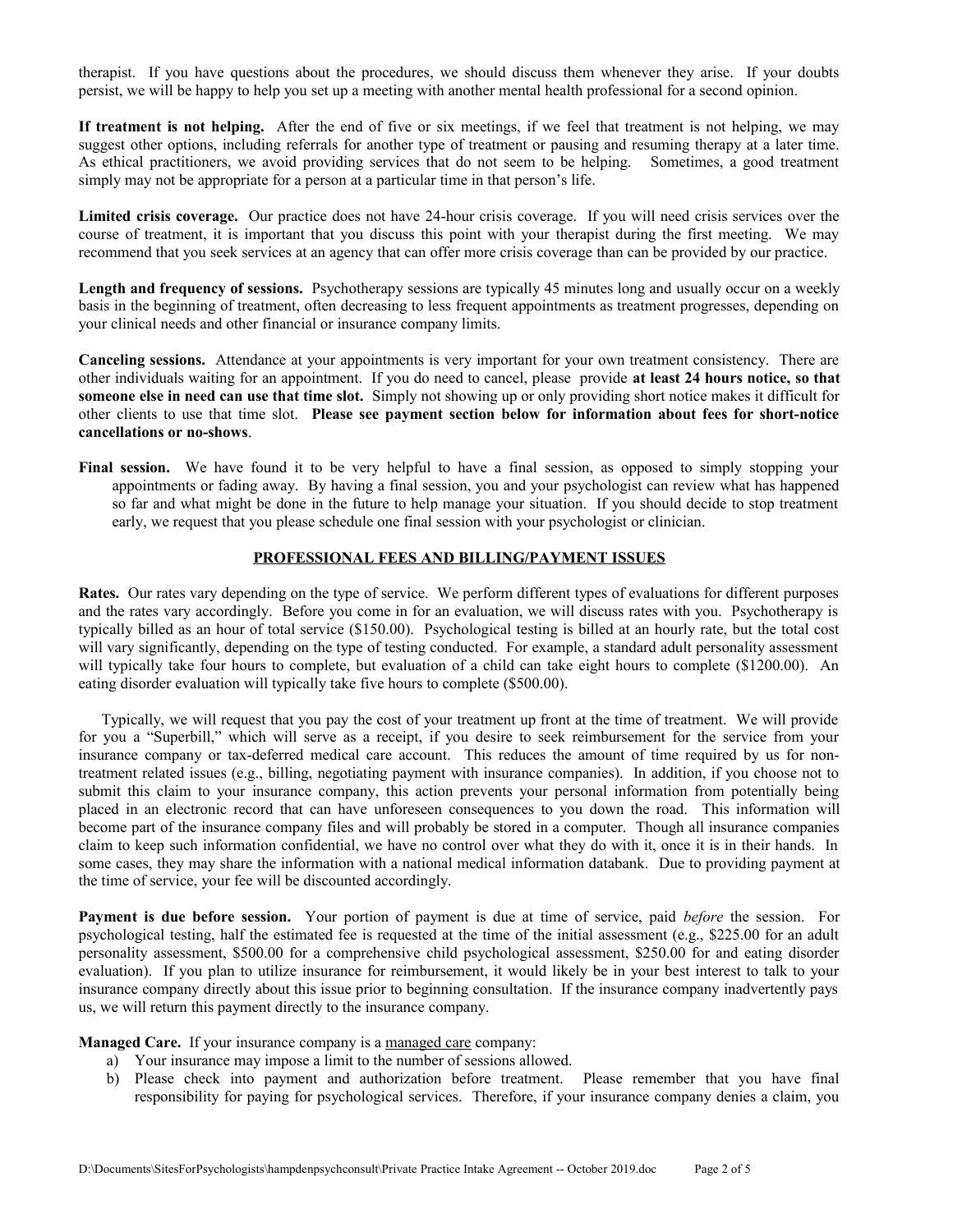therapist. If you have questions about the procedures, we should discuss them whenever they arise. If your doubts persist, we will be happy to help you set up a meeting with another mental health professional for a second opinion.

**If treatment is not helping.** After the end of five or six meetings, if we feel that treatment is not helping, we may suggest other options, including referrals for another type of treatment or pausing and resuming therapy at a later time. As ethical practitioners, we avoid providing services that do not seem to be helping. Sometimes, a good treatment simply may not be appropriate for a person at a particular time in that person's life.

**Limited crisis coverage.** Our practice does not have 24-hour crisis coverage. If you will need crisis services over the course of treatment, it is important that you discuss this point with your therapist during the first meeting. We may recommend that you seek services at an agency that can offer more crisis coverage than can be provided by our practice.

**Length and frequency of sessions.** Psychotherapy sessions are typically 45 minutes long and usually occur on a weekly basis in the beginning of treatment, often decreasing to less frequent appointments as treatment progresses, depending on your clinical needs and other financial or insurance company limits.

**Canceling sessions.** Attendance at your appointments is very important for your own treatment consistency. There are other individuals waiting for an appointment. If you do need to cancel, please provide **at least 24 hours notice, so that someone else in need can use that time slot.** Simply not showing up or only providing short notice makes it difficult for other clients to use that time slot. **Please see payment section below for information about fees for short-notice cancellations or no-shows**.

**Final session.** We have found it to be very helpful to have a final session, as opposed to simply stopping your appointments or fading away. By having a final session, you and your psychologist can review what has happened so far and what might be done in the future to help manage your situation. If you should decide to stop treatment early, we request that you please schedule one final session with your psychologist or clinician.

## PROFESSIONAL FEES AND BILLING/PAYMENT ISSUES

**Rates.** Our rates vary depending on the type of service. We perform different types of evaluations for different purposes and the rates vary accordingly. Before you come in for an evaluation, we will discuss rates with you. Psychotherapy is typically billed as an hour of total service ($150.00). Psychological testing is billed at an hourly rate, but the total cost will vary significantly, depending on the type of testing conducted. For example, a standard adult personality assessment will typically take four hours to complete, but evaluation of a child can take eight hours to complete ($1200.00). An eating disorder evaluation will typically take five hours to complete ($500.00).

Typically, we will request that you pay the cost of your treatment up front at the time of treatment. We will provide for you a "Superbill," which will serve as a receipt, if you desire to seek reimbursement for the service from your insurance company or tax-deferred medical care account. This reduces the amount of time required by us for non-treatment related issues (e.g., billing, negotiating payment with insurance companies). In addition, if you choose not to submit this claim to your insurance company, this action prevents your personal information from potentially being placed in an electronic record that can have unforeseen consequences to you down the road. This information will become part of the insurance company files and will probably be stored in a computer. Though all insurance companies claim to keep such information confidential, we have no control over what they do with it, once it is in their hands. In some cases, they may share the information with a national medical information databank. Due to providing payment at the time of service, your fee will be discounted accordingly.

**Payment is due before session.** Your portion of payment is due at time of service, paid *before* the session. For psychological testing, half the estimated fee is requested at the time of the initial assessment (e.g., $225.00 for an adult personality assessment, $500.00 for a comprehensive child psychological assessment, $250.00 for and eating disorder evaluation). If you plan to utilize insurance for reimbursement, it would likely be in your best interest to talk to your insurance company directly about this issue prior to beginning consultation. If the insurance company inadvertently pays us, we will return this payment directly to the insurance company.

**Managed Care.** If your insurance company is a managed care company:

a) Your insurance may impose a limit to the number of sessions allowed.
b) Please check into payment and authorization before treatment. Please remember that you have final responsibility for paying for psychological services. Therefore, if your insurance company denies a claim, you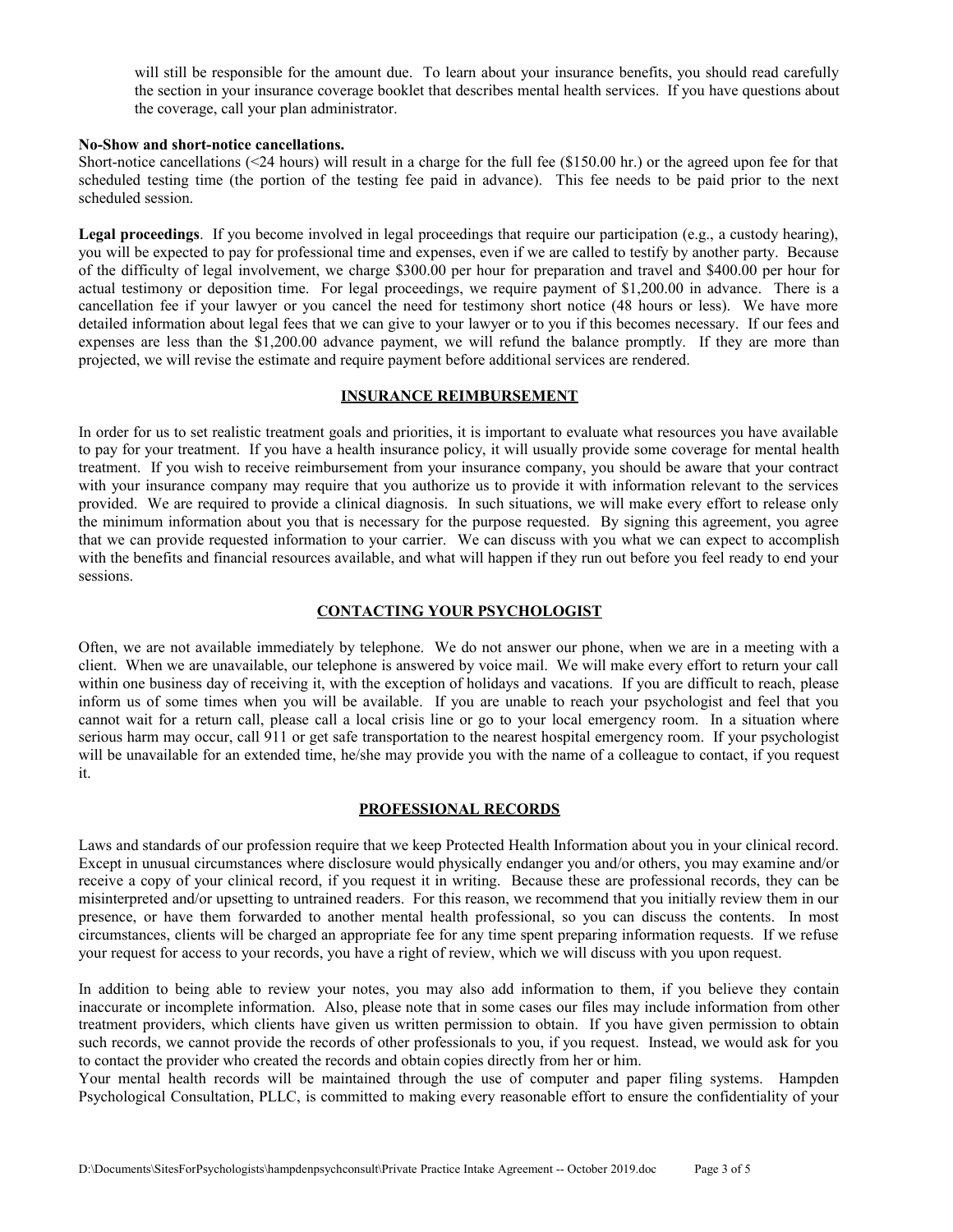will still be responsible for the amount due. To learn about your insurance benefits, you should read carefully the section in your insurance coverage booklet that describes mental health services. If you have questions about the coverage, call your plan administrator.

**No-Show and short-notice cancellations.**

Short-notice cancellations (<24 hours) will result in a charge for the full fee ($150.00 hr.) or the agreed upon fee for that scheduled testing time (the portion of the testing fee paid in advance). This fee needs to be paid prior to the next scheduled session.

**Legal proceedings**. If you become involved in legal proceedings that require our participation (e.g., a custody hearing), you will be expected to pay for professional time and expenses, even if we are called to testify by another party. Because of the difficulty of legal involvement, we charge $300.00 per hour for preparation and travel and $400.00 per hour for actual testimony or deposition time. For legal proceedings, we require payment of $1,200.00 in advance. There is a cancellation fee if your lawyer or you cancel the need for testimony short notice (48 hours or less). We have more detailed information about legal fees that we can give to your lawyer or to you if this becomes necessary. If our fees and expenses are less than the $1,200.00 advance payment, we will refund the balance promptly. If they are more than projected, we will revise the estimate and require payment before additional services are rendered.

## INSURANCE REIMBURSEMENT

In order for us to set realistic treatment goals and priorities, it is important to evaluate what resources you have available to pay for your treatment. If you have a health insurance policy, it will usually provide some coverage for mental health treatment. If you wish to receive reimbursement from your insurance company, you should be aware that your contract with your insurance company may require that you authorize us to provide it with information relevant to the services provided. We are required to provide a clinical diagnosis. In such situations, we will make every effort to release only the minimum information about you that is necessary for the purpose requested. By signing this agreement, you agree that we can provide requested information to your carrier. We can discuss with you what we can expect to accomplish with the benefits and financial resources available, and what will happen if they run out before you feel ready to end your sessions.

## CONTACTING YOUR PSYCHOLOGIST

Often, we are not available immediately by telephone. We do not answer our phone, when we are in a meeting with a client. When we are unavailable, our telephone is answered by voice mail. We will make every effort to return your call within one business day of receiving it, with the exception of holidays and vacations. If you are difficult to reach, please inform us of some times when you will be available. If you are unable to reach your psychologist and feel that you cannot wait for a return call, please call a local crisis line or go to your local emergency room. In a situation where serious harm may occur, call 911 or get safe transportation to the nearest hospital emergency room. If your psychologist will be unavailable for an extended time, he/she may provide you with the name of a colleague to contact, if you request it.

## PROFESSIONAL RECORDS

Laws and standards of our profession require that we keep Protected Health Information about you in your clinical record. Except in unusual circumstances where disclosure would physically endanger you and/or others, you may examine and/or receive a copy of your clinical record, if you request it in writing. Because these are professional records, they can be misinterpreted and/or upsetting to untrained readers. For this reason, we recommend that you initially review them in our presence, or have them forwarded to another mental health professional, so you can discuss the contents. In most circumstances, clients will be charged an appropriate fee for any time spent preparing information requests. If we refuse your request for access to your records, you have a right of review, which we will discuss with you upon request.

In addition to being able to review your notes, you may also add information to them, if you believe they contain inaccurate or incomplete information. Also, please note that in some cases our files may include information from other treatment providers, which clients have given us written permission to obtain. If you have given permission to obtain such records, we cannot provide the records of other professionals to you, if you request. Instead, we would ask for you to contact the provider who created the records and obtain copies directly from her or him.

Your mental health records will be maintained through the use of computer and paper filing systems. Hampden Psychological Consultation, PLLC, is committed to making every reasonable effort to ensure the confidentiality of your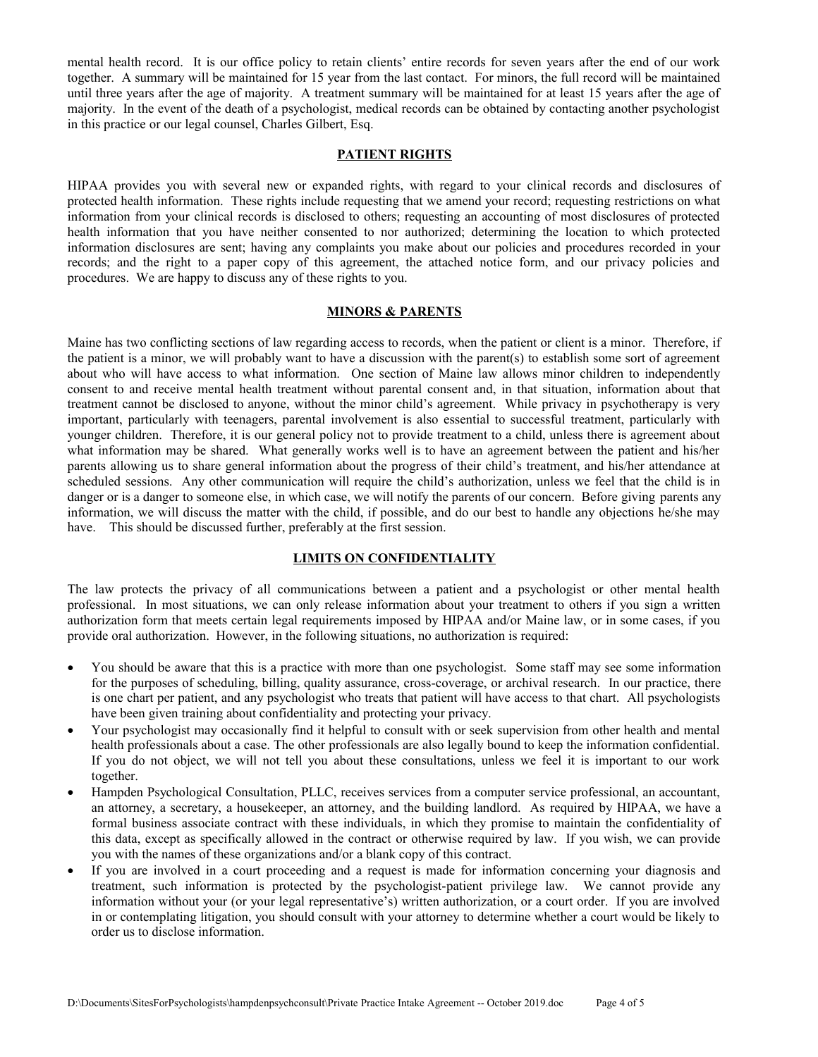mental health record. It is our office policy to retain clients' entire records for seven years after the end of our work together. A summary will be maintained for 15 year from the last contact. For minors, the full record will be maintained until three years after the age of majority. A treatment summary will be maintained for at least 15 years after the age of majority. In the event of the death of a psychologist, medical records can be obtained by contacting another psychologist in this practice or our legal counsel, Charles Gilbert, Esq.

## PATIENT RIGHTS

HIPAA provides you with several new or expanded rights, with regard to your clinical records and disclosures of protected health information. These rights include requesting that we amend your record; requesting restrictions on what information from your clinical records is disclosed to others; requesting an accounting of most disclosures of protected health information that you have neither consented to nor authorized; determining the location to which protected information disclosures are sent; having any complaints you make about our policies and procedures recorded in your records; and the right to a paper copy of this agreement, the attached notice form, and our privacy policies and procedures. We are happy to discuss any of these rights to you.

## MINORS & PARENTS

Maine has two conflicting sections of law regarding access to records, when the patient or client is a minor. Therefore, if the patient is a minor, we will probably want to have a discussion with the parent(s) to establish some sort of agreement about who will have access to what information. One section of Maine law allows minor children to independently consent to and receive mental health treatment without parental consent and, in that situation, information about that treatment cannot be disclosed to anyone, without the minor child's agreement. While privacy in psychotherapy is very important, particularly with teenagers, parental involvement is also essential to successful treatment, particularly with younger children. Therefore, it is our general policy not to provide treatment to a child, unless there is agreement about what information may be shared. What generally works well is to have an agreement between the patient and his/her parents allowing us to share general information about the progress of their child's treatment, and his/her attendance at scheduled sessions. Any other communication will require the child's authorization, unless we feel that the child is in danger or is a danger to someone else, in which case, we will notify the parents of our concern. Before giving parents any information, we will discuss the matter with the child, if possible, and do our best to handle any objections he/she may have. This should be discussed further, preferably at the first session.

## LIMITS ON CONFIDENTIALITY

The law protects the privacy of all communications between a patient and a psychologist or other mental health professional. In most situations, we can only release information about your treatment to others if you sign a written authorization form that meets certain legal requirements imposed by HIPAA and/or Maine law, or in some cases, if you provide oral authorization. However, in the following situations, no authorization is required:

- You should be aware that this is a practice with more than one psychologist. Some staff may see some information for the purposes of scheduling, billing, quality assurance, cross-coverage, or archival research. In our practice, there is one chart per patient, and any psychologist who treats that patient will have access to that chart. All psychologists have been given training about confidentiality and protecting your privacy.
- Your psychologist may occasionally find it helpful to consult with or seek supervision from other health and mental health professionals about a case. The other professionals are also legally bound to keep the information confidential. If you do not object, we will not tell you about these consultations, unless we feel it is important to our work together.
- Hampden Psychological Consultation, PLLC, receives services from a computer service professional, an accountant, an attorney, a secretary, a housekeeper, an attorney, and the building landlord. As required by HIPAA, we have a formal business associate contract with these individuals, in which they promise to maintain the confidentiality of this data, except as specifically allowed in the contract or otherwise required by law. If you wish, we can provide you with the names of these organizations and/or a blank copy of this contract.
- If you are involved in a court proceeding and a request is made for information concerning your diagnosis and treatment, such information is protected by the psychologist-patient privilege law. We cannot provide any information without your (or your legal representative's) written authorization, or a court order. If you are involved in or contemplating litigation, you should consult with your attorney to determine whether a court would be likely to order us to disclose information.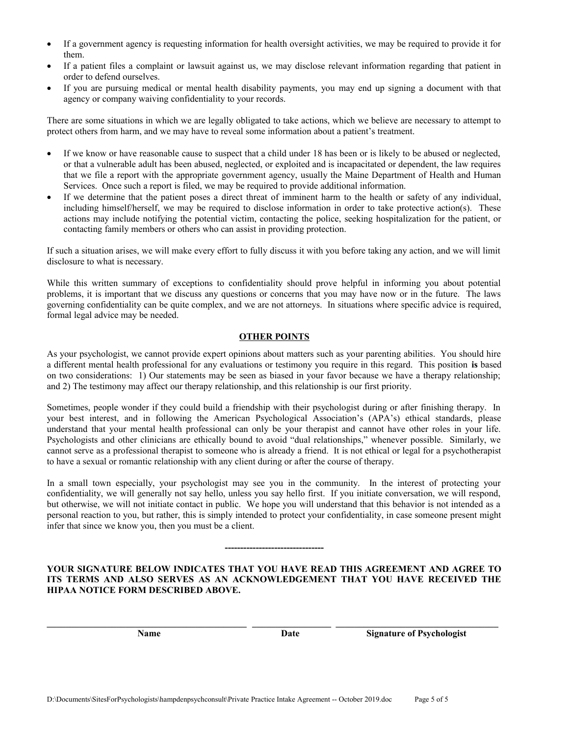- If a government agency is requesting information for health oversight activities, we may be required to provide it for them.
- If a patient files a complaint or lawsuit against us, we may disclose relevant information regarding that patient in order to defend ourselves.
- If you are pursuing medical or mental health disability payments, you may end up signing a document with that agency or company waiving confidentiality to your records.

There are some situations in which we are legally obligated to take actions, which we believe are necessary to attempt to protect others from harm, and we may have to reveal some information about a patient's treatment.

- If we know or have reasonable cause to suspect that a child under 18 has been or is likely to be abused or neglected, or that a vulnerable adult has been abused, neglected, or exploited and is incapacitated or dependent, the law requires that we file a report with the appropriate government agency, usually the Maine Department of Health and Human Services. Once such a report is filed, we may be required to provide additional information.
- If we determine that the patient poses a direct threat of imminent harm to the health or safety of any individual, including himself/herself, we may be required to disclose information in order to take protective action(s). These actions may include notifying the potential victim, contacting the police, seeking hospitalization for the patient, or contacting family members or others who can assist in providing protection.

If such a situation arises, we will make every effort to fully discuss it with you before taking any action, and we will limit disclosure to what is necessary.

While this written summary of exceptions to confidentiality should prove helpful in informing you about potential problems, it is important that we discuss any questions or concerns that you may have now or in the future. The laws governing confidentiality can be quite complex, and we are not attorneys. In situations where specific advice is required, formal legal advice may be needed.

## OTHER POINTS

As your psychologist, we cannot provide expert opinions about matters such as your parenting abilities. You should hire a different mental health professional for any evaluations or testimony you require in this regard. This position **is** based on two considerations: 1) Our statements may be seen as biased in your favor because we have a therapy relationship; and 2) The testimony may affect our therapy relationship, and this relationship is our first priority.

Sometimes, people wonder if they could build a friendship with their psychologist during or after finishing therapy. In your best interest, and in following the American Psychological Association's (APA's) ethical standards, please understand that your mental health professional can only be your therapist and cannot have other roles in your life. Psychologists and other clinicians are ethically bound to avoid "dual relationships," whenever possible. Similarly, we cannot serve as a professional therapist to someone who is already a friend. It is not ethical or legal for a psychotherapist to have a sexual or romantic relationship with any client during or after the course of therapy.

In a small town especially, your psychologist may see you in the community. In the interest of protecting your confidentiality, we will generally not say hello, unless you say hello first. If you initiate conversation, we will respond, but otherwise, we will not initiate contact in public. We hope you will understand that this behavior is not intended as a personal reaction to you, but rather, this is simply intended to protect your confidentiality, in case someone present might infer that since we know you, then you must be a client.

--------------------------------

**YOUR SIGNATURE BELOW INDICATES THAT YOU HAVE READ THIS AGREEMENT AND AGREE TO ITS TERMS AND ALSO SERVES AS AN ACKNOWLEDGEMENT THAT YOU HAVE RECEIVED THE HIPAA NOTICE FORM DESCRIBED ABOVE.**

| | | |
|---|---|---|
| ______________________________ | ______________ | ______________________________ |
| **Name** | **Date** | **Signature of Psychologist** |

D:\Documents\SitesForPsychologists\hampdenpsychconsult\Private Practice Intake Agreement -- October 2019.doc